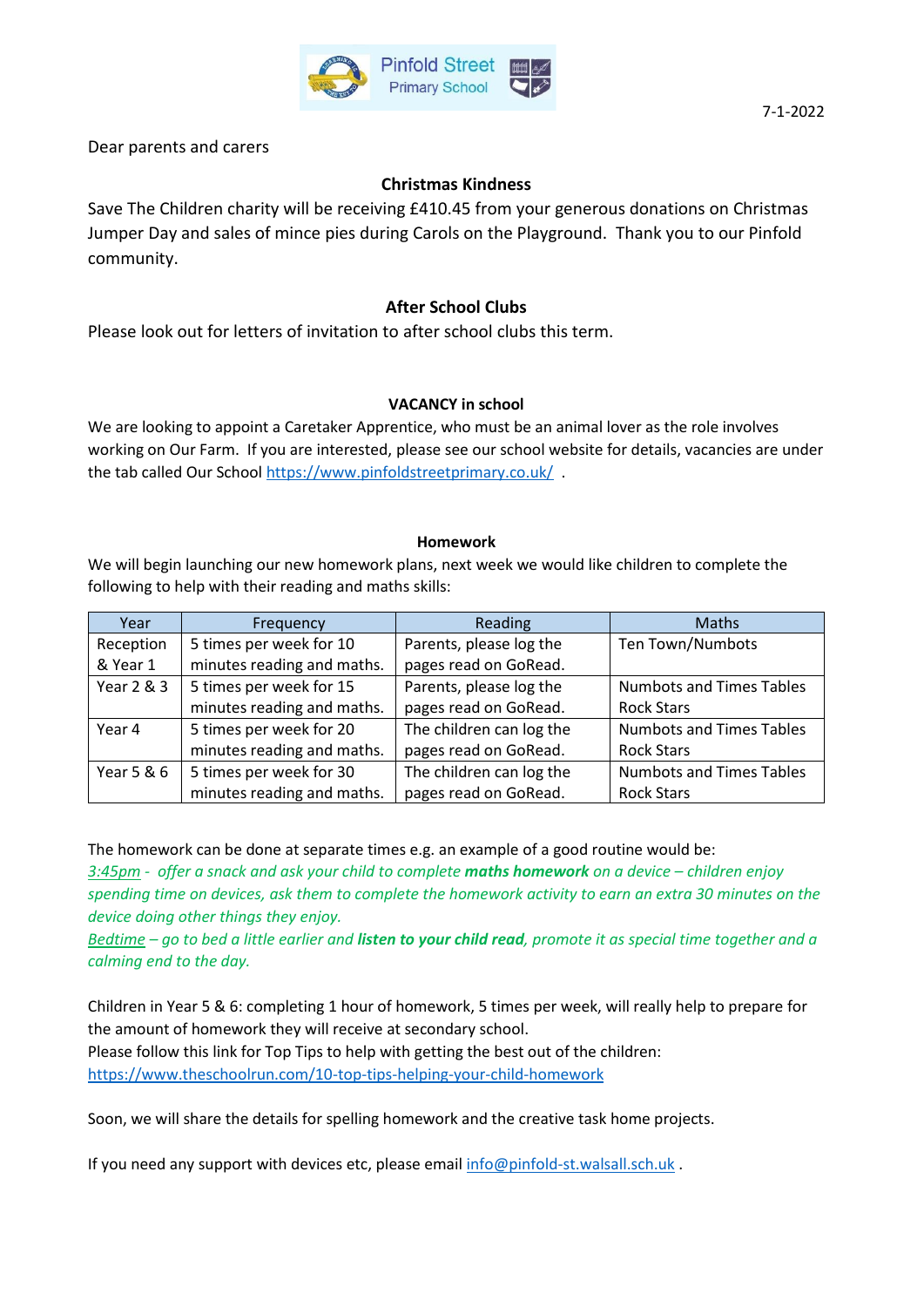Pinfold Street Primary School

7-1-2022

Dear parents and carers

### Christmas Kindness

Save The Children charity will be receiving £410.45 from your generous donations on Christmas Jumper Day and sales of mince pies during Carols on the Playground. Thank you to our Pinfold community.

### After School Clubs

Please look out for letters of invitation to after school clubs this term.

### VACANCY in school

We are looking to appoint a Caretaker Apprentice, who must be an animal lover as the role involves working on Our Farm. If you are interested, please see our school website for details, vacancies are under the tab called Our School https://www.pinfoldstreetprimary.co.uk/ .

### Homework

We will begin launching our new homework plans, next week we would like children to complete the following to help with their reading and maths skills:

| Year | Frequency | Reading | Maths |
|---|---|---|---|
| Reception & Year 1 | 5 times per week for 10 minutes reading and maths. | Parents, please log the pages read on GoRead. | Ten Town/Numbots |
| Year 2 & 3 | 5 times per week for 15 minutes reading and maths. | Parents, please log the pages read on GoRead. | Numbots and Times Tables Rock Stars |
| Year 4 | 5 times per week for 20 minutes reading and maths. | The children can log the pages read on GoRead. | Numbots and Times Tables Rock Stars |
| Year 5 & 6 | 5 times per week for 30 minutes reading and maths. | The children can log the pages read on GoRead. | Numbots and Times Tables Rock Stars |

The homework can be done at separate times e.g. an example of a good routine would be:

*3:45pm - offer a snack and ask your child to complete **maths homework** on a device – children enjoy spending time on devices, ask them to complete the homework activity to earn an extra 30 minutes on the device doing other things they enjoy.*

*Bedtime – go to bed a little earlier and **listen to your child read**, promote it as special time together and a calming end to the day.*

Children in Year 5 & 6: completing 1 hour of homework, 5 times per week, will really help to prepare for the amount of homework they will receive at secondary school.
Please follow this link for Top Tips to help with getting the best out of the children:
https://www.theschoolrun.com/10-top-tips-helping-your-child-homework

Soon, we will share the details for spelling homework and the creative task home projects.

If you need any support with devices etc, please email info@pinfold-st.walsall.sch.uk .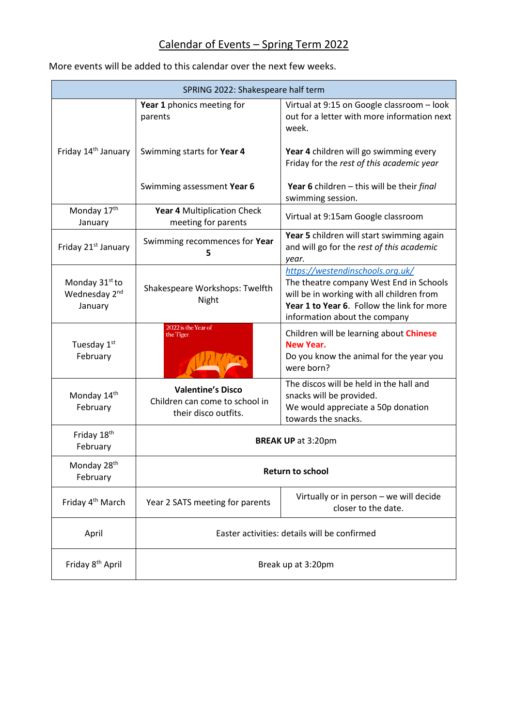# Calendar of Events – Spring Term 2022

More events will be added to this calendar over the next few weeks.

| SPRING 2022: Shakespeare half term | | |
|---|---|---|
| Friday 14th January | **Year 1** phonics meeting for parents | Virtual at 9:15 on Google classroom – look out for a letter with more information next week. |
| | Swimming starts for **Year 4** | **Year 4** children will go swimming every Friday for the *rest of this academic year* |
| | Swimming assessment **Year 6** | **Year 6** children – this will be their *final* swimming session. |
| Monday 17th January | **Year 4** Multiplication Check meeting for parents | Virtual at 9:15am Google classroom |
| Friday 21st January | Swimming recommences for **Year 5** | **Year 5** children will start swimming again and will go for the *rest of this academic year.* |
| Monday 31st to Wednesday 2nd January | Shakespeare Workshops: Twelfth Night | *https://westendinschools.org.uk/* The theatre company West End in Schools will be in working with all children from **Year 1 to Year 6**. Follow the link for more information about the company |
| Tuesday 1st February | 2022 is the Year of the Tiger | Children will be learning about **Chinese New Year.** Do you know the animal for the year you were born? |
| Monday 14th February | **Valentine's Disco** Children can come to school in their disco outfits. | The discos will be held in the hall and snacks will be provided. We would appreciate a 50p donation towards the snacks. |
| Friday 18th February | **BREAK UP** at 3:20pm | |
| Monday 28th February | **Return to school** | |
| Friday 4th March | Year 2 SATS meeting for parents | Virtually or in person – we will decide closer to the date. |
| April | Easter activities: details will be confirmed | |
| Friday 8th April | Break up at 3:20pm | |